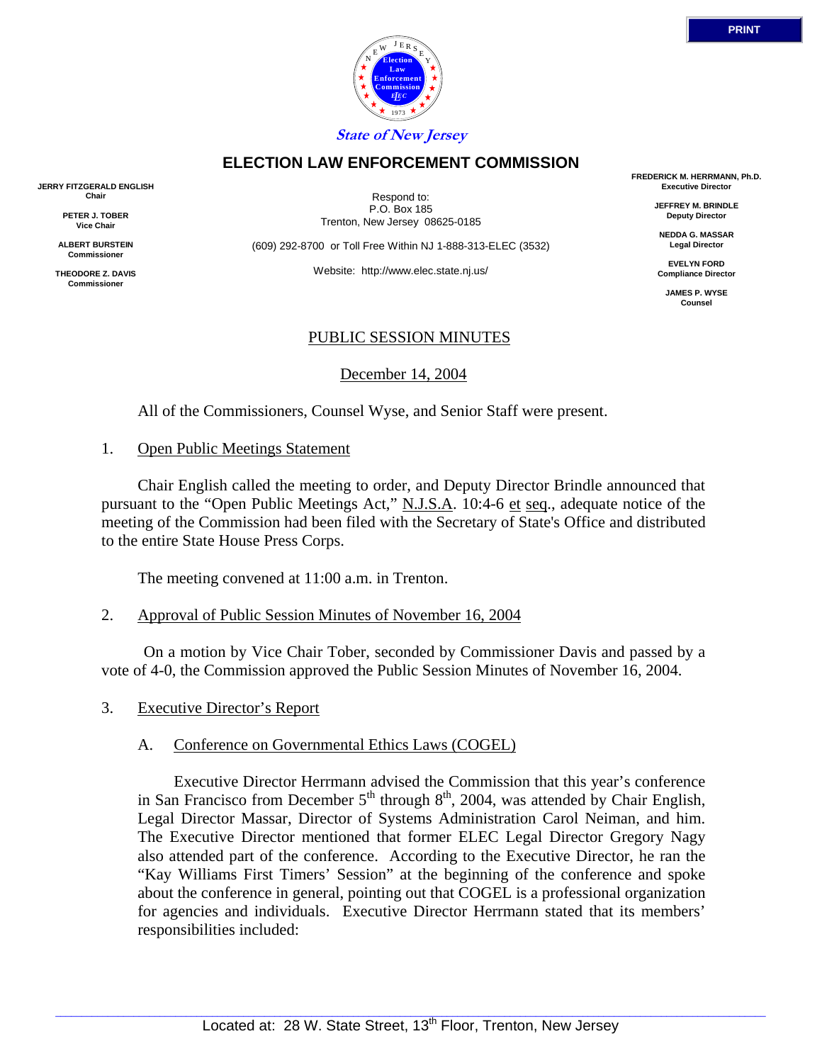PRINT

State of New Jersey

# ELECTION LAW ENFORCEMENT COMMISSION

**JERRY FITZGERALD ENGLISH**
**Chair**

**PETER J. TOBER**
**Vice Chair**

**ALBERT BURSTEIN**
**Commissioner**

**THEODORE Z. DAVIS**
**Commissioner**

Respond to:
P.O. Box 185
Trenton, New Jersey 08625-0185

(609) 292-8700 or Toll Free Within NJ 1-888-313-ELEC (3532)

Website: http://www.elec.state.nj.us/

**FREDERICK M. HERRMANN, Ph.D.**
**Executive Director**

**JEFFREY M. BRINDLE**
**Deputy Director**

**NEDDA G. MASSAR**
**Legal Director**

**EVELYN FORD**
**Compliance Director**

**JAMES P. WYSE**
**Counsel**

## PUBLIC SESSION MINUTES

December 14, 2004

All of the Commissioners, Counsel Wyse, and Senior Staff were present.

1. Open Public Meetings Statement

Chair English called the meeting to order, and Deputy Director Brindle announced that pursuant to the "Open Public Meetings Act," N.J.S.A. 10:4-6 et seq., adequate notice of the meeting of the Commission had been filed with the Secretary of State's Office and distributed to the entire State House Press Corps.

The meeting convened at 11:00 a.m. in Trenton.

2. Approval of Public Session Minutes of November 16, 2004

On a motion by Vice Chair Tober, seconded by Commissioner Davis and passed by a vote of 4-0, the Commission approved the Public Session Minutes of November 16, 2004.

3. Executive Director's Report

A. Conference on Governmental Ethics Laws (COGEL)

Executive Director Herrmann advised the Commission that this year's conference in San Francisco from December 5th through 8th, 2004, was attended by Chair English, Legal Director Massar, Director of Systems Administration Carol Neiman, and him. The Executive Director mentioned that former ELEC Legal Director Gregory Nagy also attended part of the conference. According to the Executive Director, he ran the "Kay Williams First Timers' Session" at the beginning of the conference and spoke about the conference in general, pointing out that COGEL is a professional organization for agencies and individuals. Executive Director Herrmann stated that its members' responsibilities included:

Located at: 28 W. State Street, 13th Floor, Trenton, New Jersey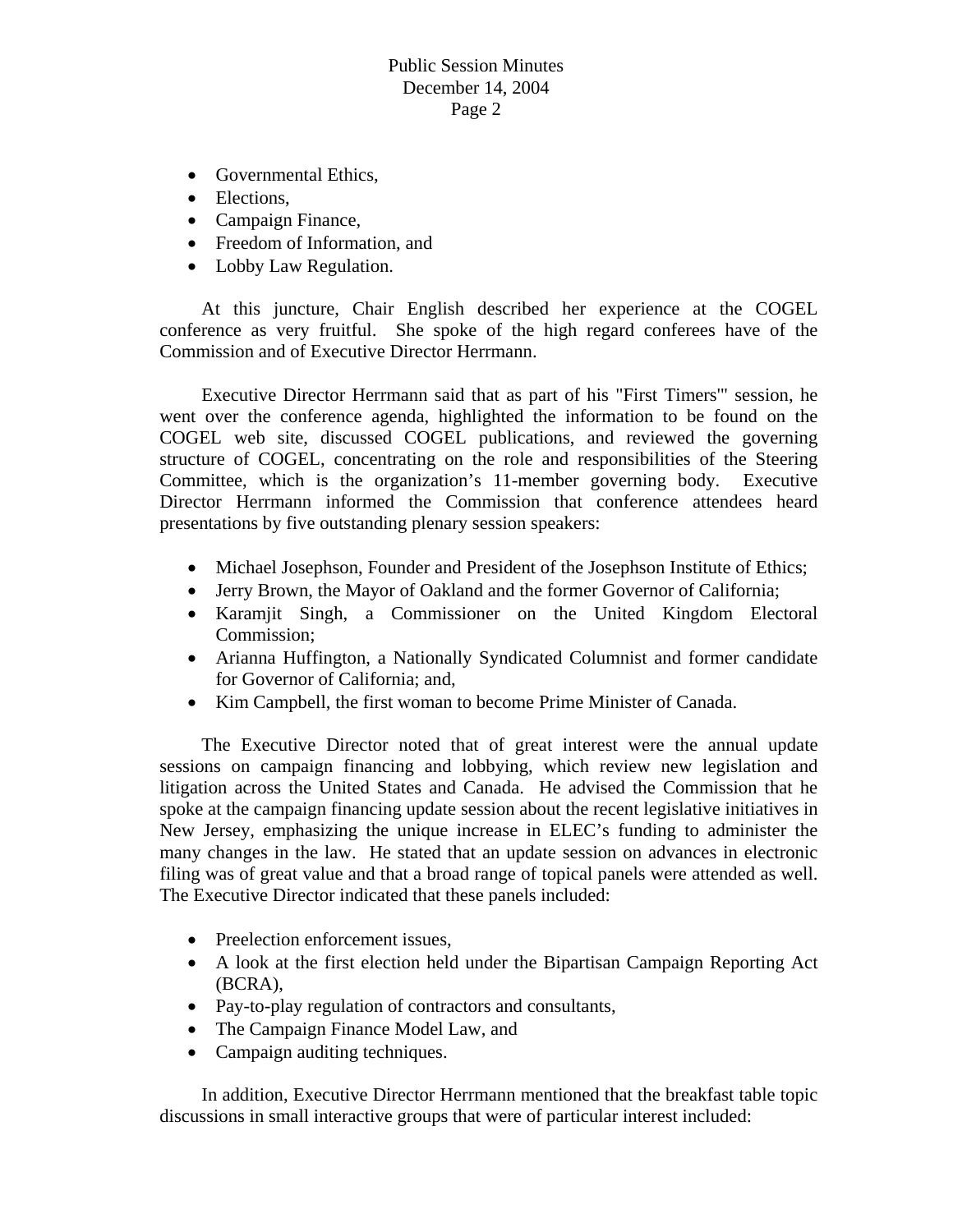- Governmental Ethics,
- Elections,
- Campaign Finance,
- Freedom of Information, and
- Lobby Law Regulation.

At this juncture, Chair English described her experience at the COGEL conference as very fruitful. She spoke of the high regard conferees have of the Commission and of Executive Director Herrmann.

Executive Director Herrmann said that as part of his "First Timers'" session, he went over the conference agenda, highlighted the information to be found on the COGEL web site, discussed COGEL publications, and reviewed the governing structure of COGEL, concentrating on the role and responsibilities of the Steering Committee, which is the organization's 11-member governing body. Executive Director Herrmann informed the Commission that conference attendees heard presentations by five outstanding plenary session speakers:

- Michael Josephson, Founder and President of the Josephson Institute of Ethics;
- Jerry Brown, the Mayor of Oakland and the former Governor of California;
- Karamjit Singh, a Commissioner on the United Kingdom Electoral Commission;
- Arianna Huffington, a Nationally Syndicated Columnist and former candidate for Governor of California; and,
- Kim Campbell, the first woman to become Prime Minister of Canada.

The Executive Director noted that of great interest were the annual update sessions on campaign financing and lobbying, which review new legislation and litigation across the United States and Canada. He advised the Commission that he spoke at the campaign financing update session about the recent legislative initiatives in New Jersey, emphasizing the unique increase in ELEC's funding to administer the many changes in the law. He stated that an update session on advances in electronic filing was of great value and that a broad range of topical panels were attended as well. The Executive Director indicated that these panels included:

- Preelection enforcement issues,
- A look at the first election held under the Bipartisan Campaign Reporting Act (BCRA),
- Pay-to-play regulation of contractors and consultants,
- The Campaign Finance Model Law, and
- Campaign auditing techniques.

In addition, Executive Director Herrmann mentioned that the breakfast table topic discussions in small interactive groups that were of particular interest included: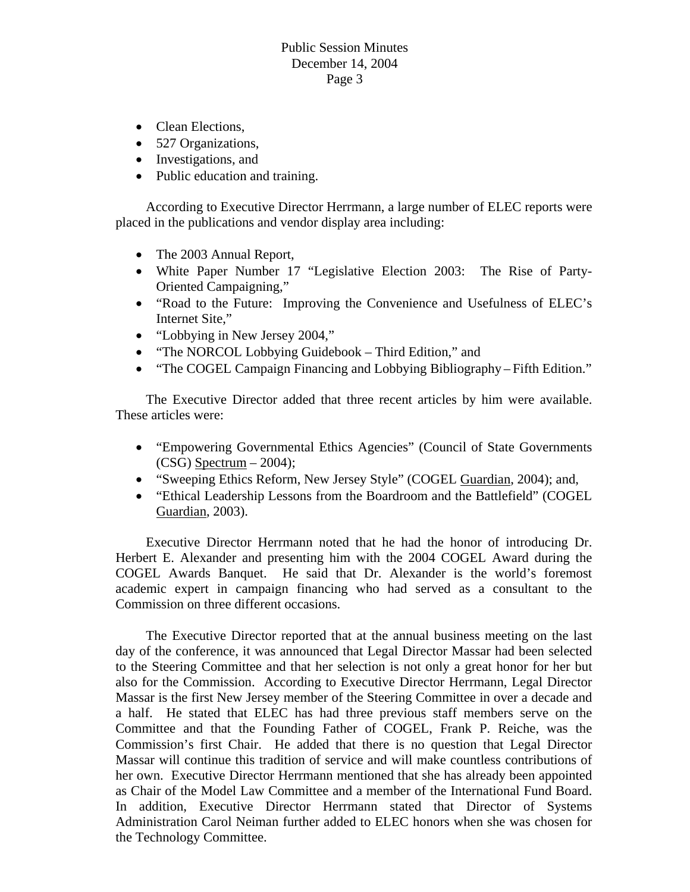- Clean Elections,
- 527 Organizations,
- Investigations, and
- Public education and training.

According to Executive Director Herrmann, a large number of ELEC reports were placed in the publications and vendor display area including:

- The 2003 Annual Report,
- White Paper Number 17 "Legislative Election 2003: The Rise of Party-Oriented Campaigning,"
- "Road to the Future: Improving the Convenience and Usefulness of ELEC's Internet Site,"
- "Lobbying in New Jersey 2004,"
- "The NORCOL Lobbying Guidebook – Third Edition," and
- "The COGEL Campaign Financing and Lobbying Bibliography – Fifth Edition."

The Executive Director added that three recent articles by him were available. These articles were:

- "Empowering Governmental Ethics Agencies" (Council of State Governments (CSG) Spectrum – 2004);
- "Sweeping Ethics Reform, New Jersey Style" (COGEL Guardian, 2004); and,
- "Ethical Leadership Lessons from the Boardroom and the Battlefield" (COGEL Guardian, 2003).

Executive Director Herrmann noted that he had the honor of introducing Dr. Herbert E. Alexander and presenting him with the 2004 COGEL Award during the COGEL Awards Banquet. He said that Dr. Alexander is the world's foremost academic expert in campaign financing who had served as a consultant to the Commission on three different occasions.

The Executive Director reported that at the annual business meeting on the last day of the conference, it was announced that Legal Director Massar had been selected to the Steering Committee and that her selection is not only a great honor for her but also for the Commission. According to Executive Director Herrmann, Legal Director Massar is the first New Jersey member of the Steering Committee in over a decade and a half. He stated that ELEC has had three previous staff members serve on the Committee and that the Founding Father of COGEL, Frank P. Reiche, was the Commission's first Chair. He added that there is no question that Legal Director Massar will continue this tradition of service and will make countless contributions of her own. Executive Director Herrmann mentioned that she has already been appointed as Chair of the Model Law Committee and a member of the International Fund Board. In addition, Executive Director Herrmann stated that Director of Systems Administration Carol Neiman further added to ELEC honors when she was chosen for the Technology Committee.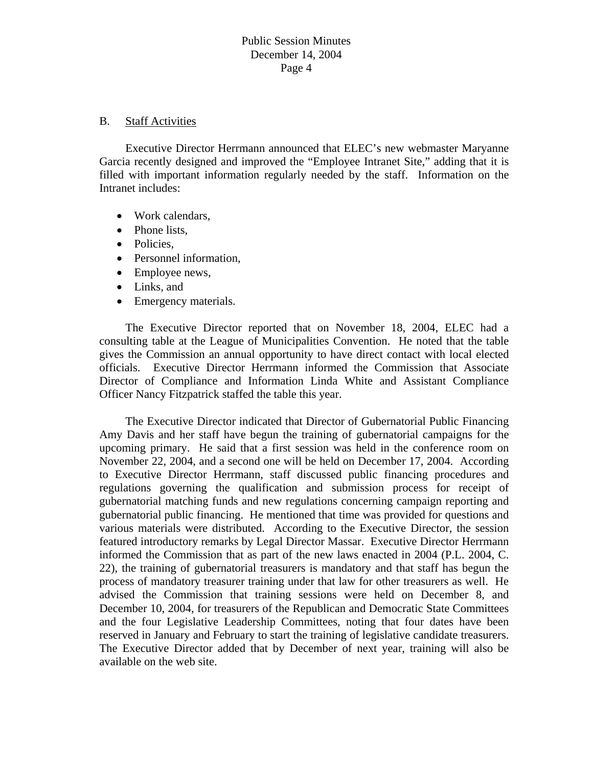B. <u>Staff Activities</u>

Executive Director Herrmann announced that ELEC's new webmaster Maryanne Garcia recently designed and improved the "Employee Intranet Site," adding that it is filled with important information regularly needed by the staff. Information on the Intranet includes:

- Work calendars,
- Phone lists,
- Policies,
- Personnel information,
- Employee news,
- Links, and
- Emergency materials.

The Executive Director reported that on November 18, 2004, ELEC had a consulting table at the League of Municipalities Convention. He noted that the table gives the Commission an annual opportunity to have direct contact with local elected officials. Executive Director Herrmann informed the Commission that Associate Director of Compliance and Information Linda White and Assistant Compliance Officer Nancy Fitzpatrick staffed the table this year.

The Executive Director indicated that Director of Gubernatorial Public Financing Amy Davis and her staff have begun the training of gubernatorial campaigns for the upcoming primary. He said that a first session was held in the conference room on November 22, 2004, and a second one will be held on December 17, 2004. According to Executive Director Herrmann, staff discussed public financing procedures and regulations governing the qualification and submission process for receipt of gubernatorial matching funds and new regulations concerning campaign reporting and gubernatorial public financing. He mentioned that time was provided for questions and various materials were distributed. According to the Executive Director, the session featured introductory remarks by Legal Director Massar. Executive Director Herrmann informed the Commission that as part of the new laws enacted in 2004 (P.L. 2004, C. 22), the training of gubernatorial treasurers is mandatory and that staff has begun the process of mandatory treasurer training under that law for other treasurers as well. He advised the Commission that training sessions were held on December 8, and December 10, 2004, for treasurers of the Republican and Democratic State Committees and the four Legislative Leadership Committees, noting that four dates have been reserved in January and February to start the training of legislative candidate treasurers. The Executive Director added that by December of next year, training will also be available on the web site.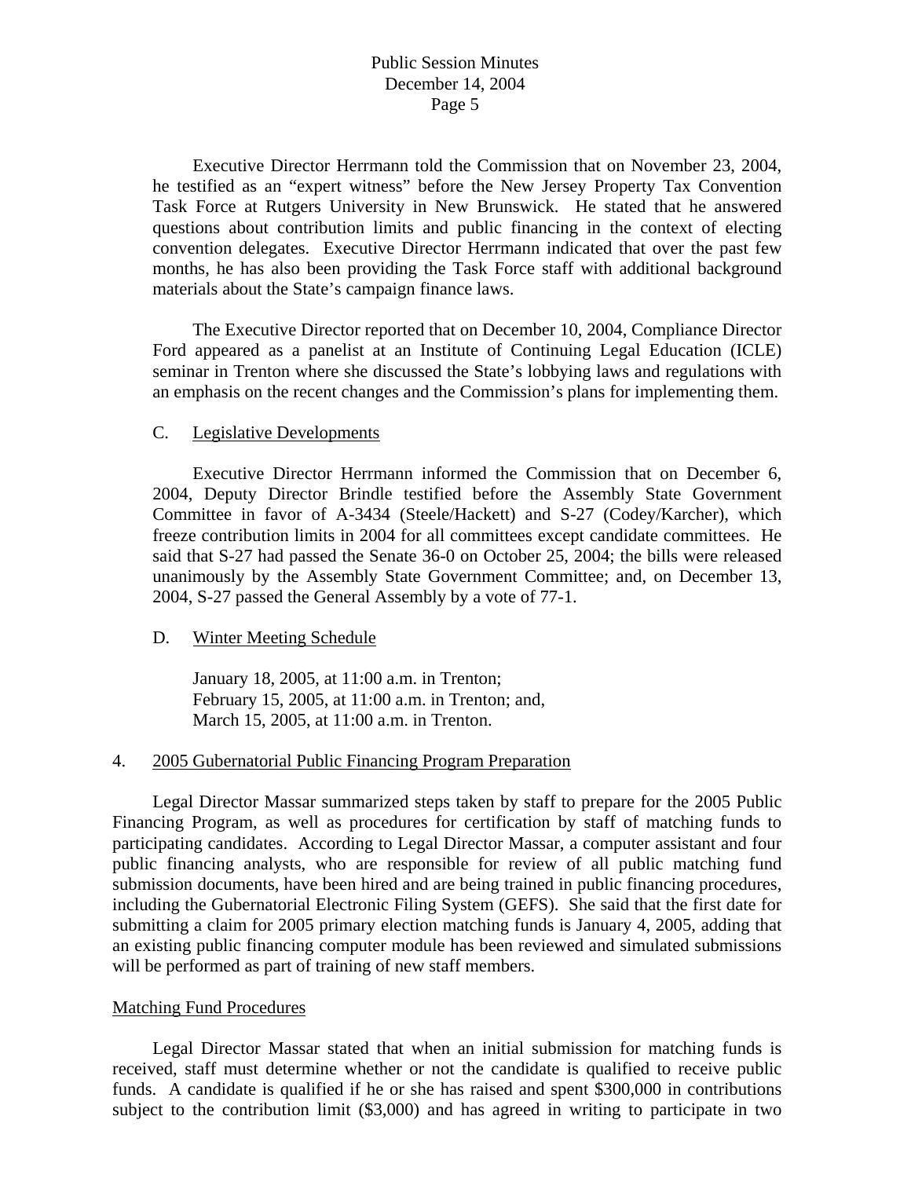Executive Director Herrmann told the Commission that on November 23, 2004, he testified as an "expert witness" before the New Jersey Property Tax Convention Task Force at Rutgers University in New Brunswick. He stated that he answered questions about contribution limits and public financing in the context of electing convention delegates. Executive Director Herrmann indicated that over the past few months, he has also been providing the Task Force staff with additional background materials about the State's campaign finance laws.

The Executive Director reported that on December 10, 2004, Compliance Director Ford appeared as a panelist at an Institute of Continuing Legal Education (ICLE) seminar in Trenton where she discussed the State's lobbying laws and regulations with an emphasis on the recent changes and the Commission's plans for implementing them.

C. Legislative Developments

Executive Director Herrmann informed the Commission that on December 6, 2004, Deputy Director Brindle testified before the Assembly State Government Committee in favor of A-3434 (Steele/Hackett) and S-27 (Codey/Karcher), which freeze contribution limits in 2004 for all committees except candidate committees. He said that S-27 had passed the Senate 36-0 on October 25, 2004; the bills were released unanimously by the Assembly State Government Committee; and, on December 13, 2004, S-27 passed the General Assembly by a vote of 77-1.

D. Winter Meeting Schedule

January 18, 2005, at 11:00 a.m. in Trenton;
February 15, 2005, at 11:00 a.m. in Trenton; and,
March 15, 2005, at 11:00 a.m. in Trenton.

4. 2005 Gubernatorial Public Financing Program Preparation

Legal Director Massar summarized steps taken by staff to prepare for the 2005 Public Financing Program, as well as procedures for certification by staff of matching funds to participating candidates. According to Legal Director Massar, a computer assistant and four public financing analysts, who are responsible for review of all public matching fund submission documents, have been hired and are being trained in public financing procedures, including the Gubernatorial Electronic Filing System (GEFS). She said that the first date for submitting a claim for 2005 primary election matching funds is January 4, 2005, adding that an existing public financing computer module has been reviewed and simulated submissions will be performed as part of training of new staff members.

Matching Fund Procedures

Legal Director Massar stated that when an initial submission for matching funds is received, staff must determine whether or not the candidate is qualified to receive public funds. A candidate is qualified if he or she has raised and spent $300,000 in contributions subject to the contribution limit ($3,000) and has agreed in writing to participate in two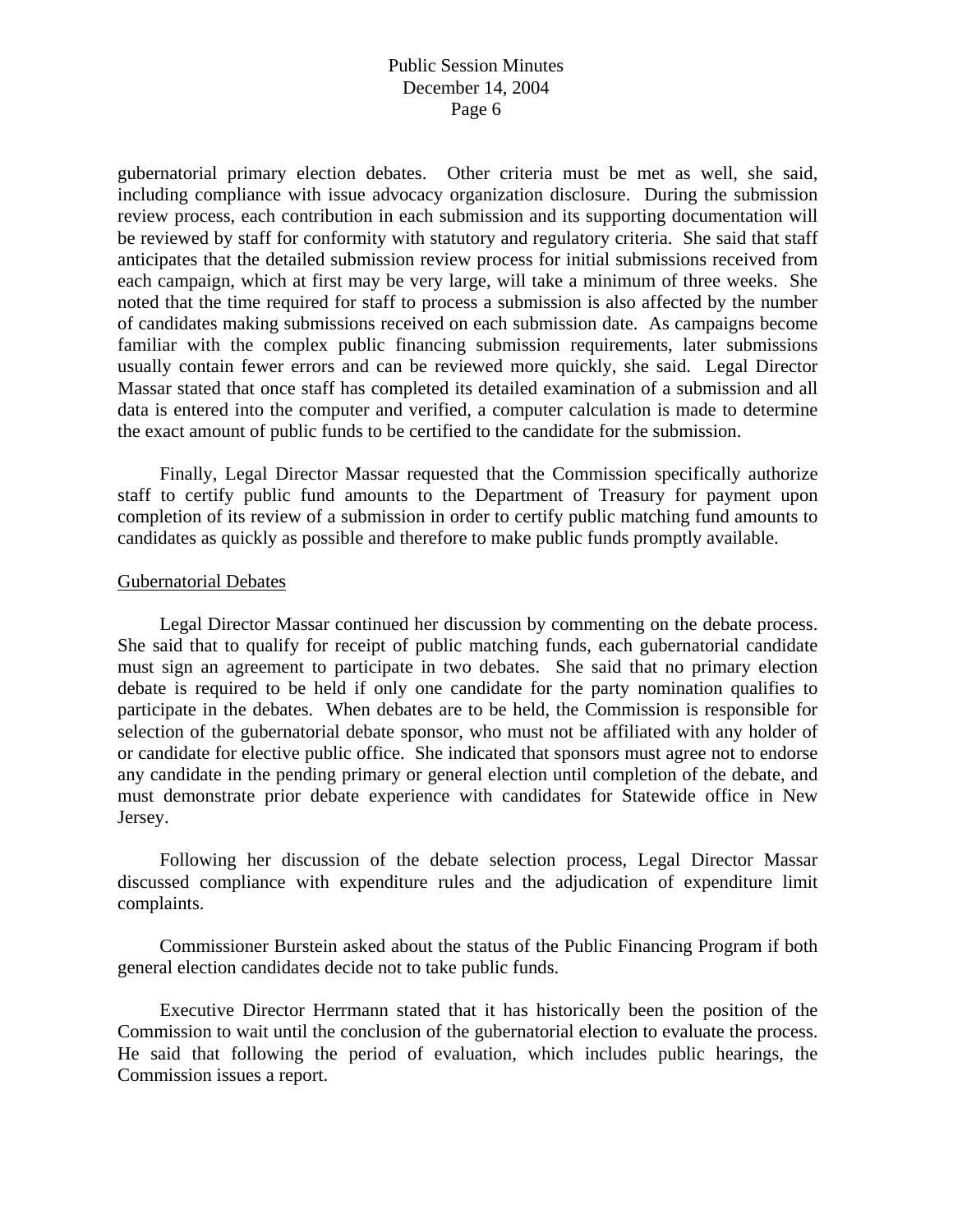gubernatorial primary election debates. Other criteria must be met as well, she said, including compliance with issue advocacy organization disclosure. During the submission review process, each contribution in each submission and its supporting documentation will be reviewed by staff for conformity with statutory and regulatory criteria. She said that staff anticipates that the detailed submission review process for initial submissions received from each campaign, which at first may be very large, will take a minimum of three weeks. She noted that the time required for staff to process a submission is also affected by the number of candidates making submissions received on each submission date. As campaigns become familiar with the complex public financing submission requirements, later submissions usually contain fewer errors and can be reviewed more quickly, she said. Legal Director Massar stated that once staff has completed its detailed examination of a submission and all data is entered into the computer and verified, a computer calculation is made to determine the exact amount of public funds to be certified to the candidate for the submission.

Finally, Legal Director Massar requested that the Commission specifically authorize staff to certify public fund amounts to the Department of Treasury for payment upon completion of its review of a submission in order to certify public matching fund amounts to candidates as quickly as possible and therefore to make public funds promptly available.

## Gubernatorial Debates

Legal Director Massar continued her discussion by commenting on the debate process. She said that to qualify for receipt of public matching funds, each gubernatorial candidate must sign an agreement to participate in two debates. She said that no primary election debate is required to be held if only one candidate for the party nomination qualifies to participate in the debates. When debates are to be held, the Commission is responsible for selection of the gubernatorial debate sponsor, who must not be affiliated with any holder of or candidate for elective public office. She indicated that sponsors must agree not to endorse any candidate in the pending primary or general election until completion of the debate, and must demonstrate prior debate experience with candidates for Statewide office in New Jersey.

Following her discussion of the debate selection process, Legal Director Massar discussed compliance with expenditure rules and the adjudication of expenditure limit complaints.

Commissioner Burstein asked about the status of the Public Financing Program if both general election candidates decide not to take public funds.

Executive Director Herrmann stated that it has historically been the position of the Commission to wait until the conclusion of the gubernatorial election to evaluate the process. He said that following the period of evaluation, which includes public hearings, the Commission issues a report.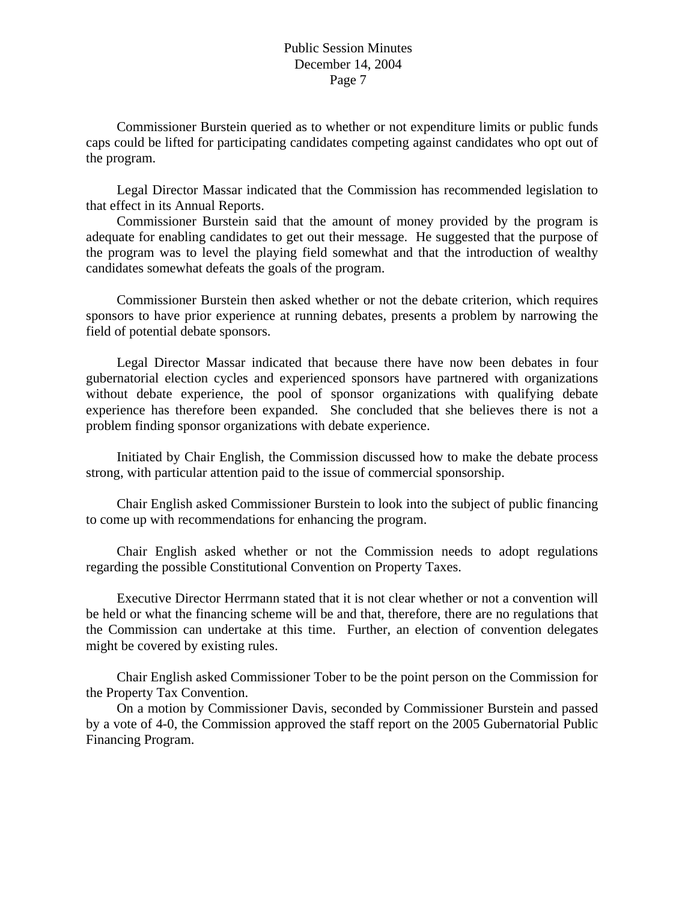Commissioner Burstein queried as to whether or not expenditure limits or public funds caps could be lifted for participating candidates competing against candidates who opt out of the program.

Legal Director Massar indicated that the Commission has recommended legislation to that effect in its Annual Reports.

Commissioner Burstein said that the amount of money provided by the program is adequate for enabling candidates to get out their message. He suggested that the purpose of the program was to level the playing field somewhat and that the introduction of wealthy candidates somewhat defeats the goals of the program.

Commissioner Burstein then asked whether or not the debate criterion, which requires sponsors to have prior experience at running debates, presents a problem by narrowing the field of potential debate sponsors.

Legal Director Massar indicated that because there have now been debates in four gubernatorial election cycles and experienced sponsors have partnered with organizations without debate experience, the pool of sponsor organizations with qualifying debate experience has therefore been expanded. She concluded that she believes there is not a problem finding sponsor organizations with debate experience.

Initiated by Chair English, the Commission discussed how to make the debate process strong, with particular attention paid to the issue of commercial sponsorship.

Chair English asked Commissioner Burstein to look into the subject of public financing to come up with recommendations for enhancing the program.

Chair English asked whether or not the Commission needs to adopt regulations regarding the possible Constitutional Convention on Property Taxes.

Executive Director Herrmann stated that it is not clear whether or not a convention will be held or what the financing scheme will be and that, therefore, there are no regulations that the Commission can undertake at this time. Further, an election of convention delegates might be covered by existing rules.

Chair English asked Commissioner Tober to be the point person on the Commission for the Property Tax Convention.

On a motion by Commissioner Davis, seconded by Commissioner Burstein and passed by a vote of 4-0, the Commission approved the staff report on the 2005 Gubernatorial Public Financing Program.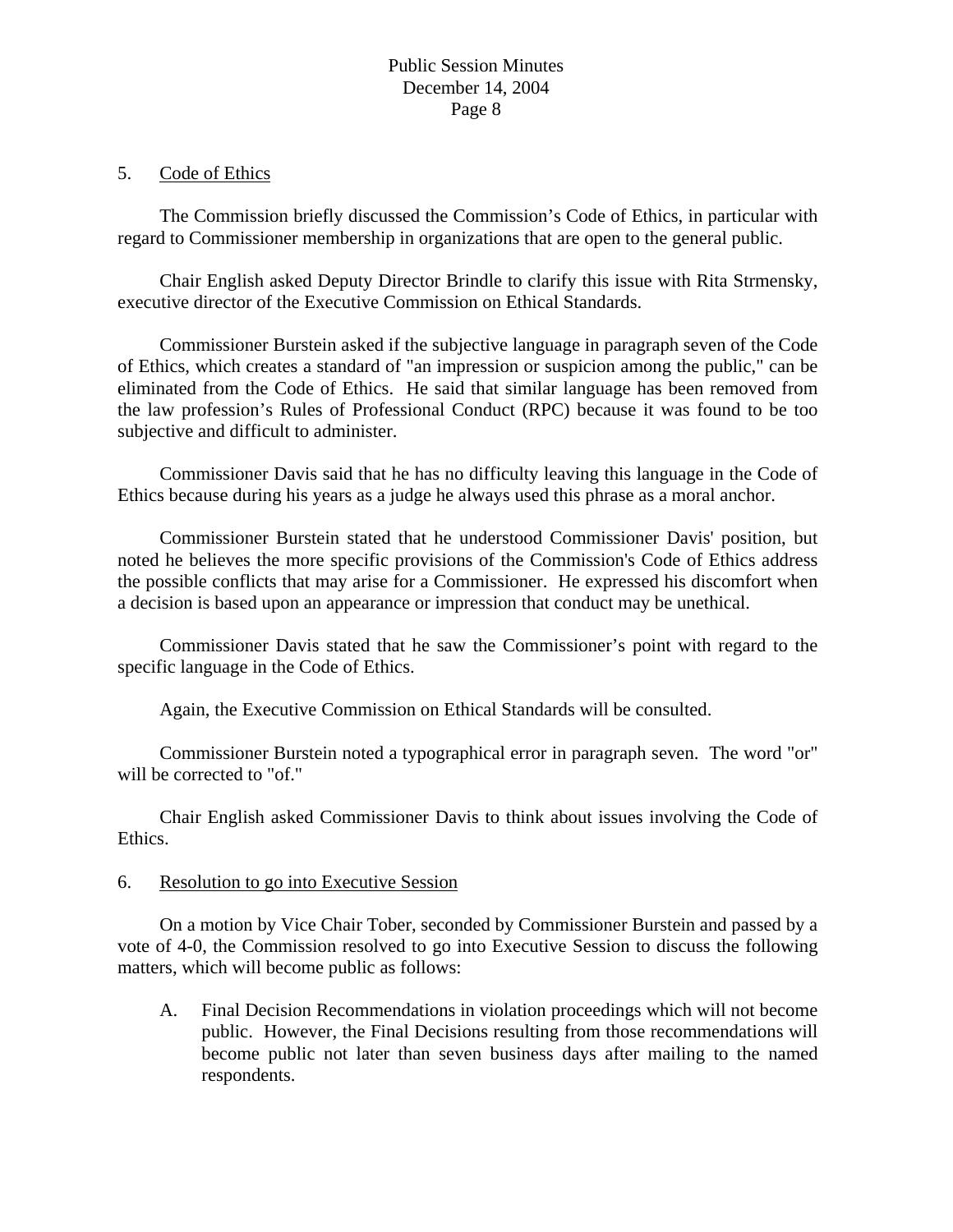5. Code of Ethics

The Commission briefly discussed the Commission's Code of Ethics, in particular with regard to Commissioner membership in organizations that are open to the general public.

Chair English asked Deputy Director Brindle to clarify this issue with Rita Strmensky, executive director of the Executive Commission on Ethical Standards.

Commissioner Burstein asked if the subjective language in paragraph seven of the Code of Ethics, which creates a standard of "an impression or suspicion among the public," can be eliminated from the Code of Ethics. He said that similar language has been removed from the law profession's Rules of Professional Conduct (RPC) because it was found to be too subjective and difficult to administer.

Commissioner Davis said that he has no difficulty leaving this language in the Code of Ethics because during his years as a judge he always used this phrase as a moral anchor.

Commissioner Burstein stated that he understood Commissioner Davis' position, but noted he believes the more specific provisions of the Commission's Code of Ethics address the possible conflicts that may arise for a Commissioner. He expressed his discomfort when a decision is based upon an appearance or impression that conduct may be unethical.

Commissioner Davis stated that he saw the Commissioner's point with regard to the specific language in the Code of Ethics.

Again, the Executive Commission on Ethical Standards will be consulted.

Commissioner Burstein noted a typographical error in paragraph seven. The word "or" will be corrected to "of."

Chair English asked Commissioner Davis to think about issues involving the Code of Ethics.

6. Resolution to go into Executive Session

On a motion by Vice Chair Tober, seconded by Commissioner Burstein and passed by a vote of 4-0, the Commission resolved to go into Executive Session to discuss the following matters, which will become public as follows:

A. Final Decision Recommendations in violation proceedings which will not become public. However, the Final Decisions resulting from those recommendations will become public not later than seven business days after mailing to the named respondents.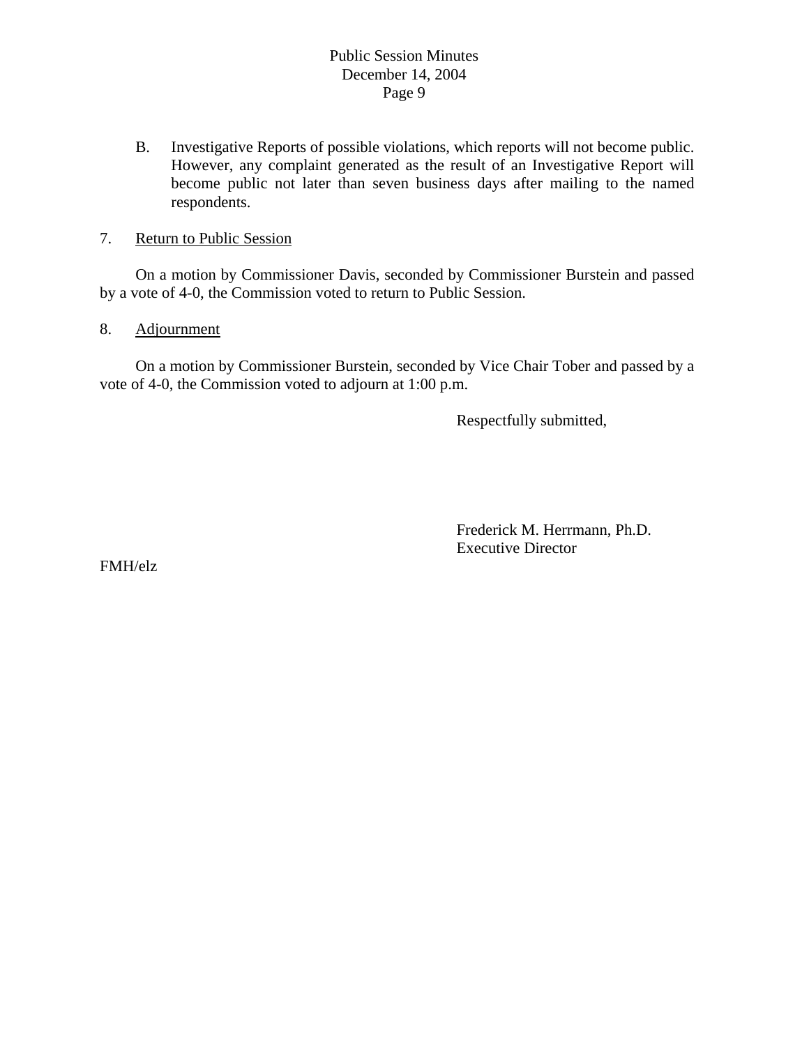B. Investigative Reports of possible violations, which reports will not become public. However, any complaint generated as the result of an Investigative Report will become public not later than seven business days after mailing to the named respondents.

7. Return to Public Session

On a motion by Commissioner Davis, seconded by Commissioner Burstein and passed by a vote of 4-0, the Commission voted to return to Public Session.

8. Adjournment

On a motion by Commissioner Burstein, seconded by Vice Chair Tober and passed by a vote of 4-0, the Commission voted to adjourn at 1:00 p.m.

Respectfully submitted,

Frederick M. Herrmann, Ph.D.
Executive Director

FMH/elz